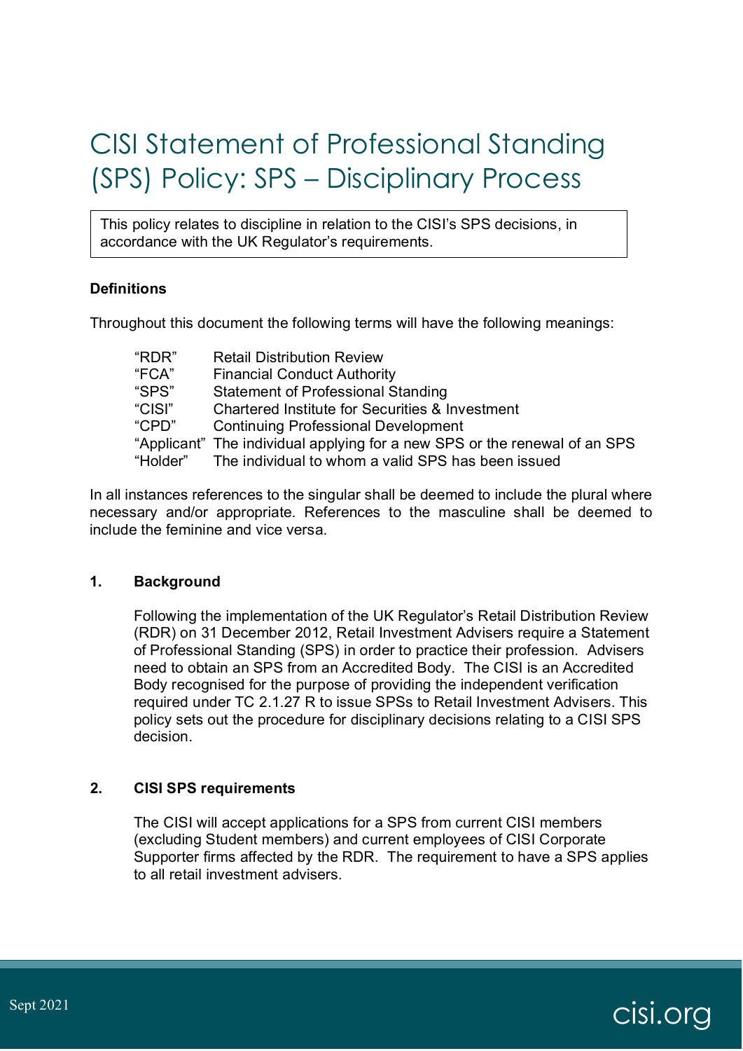# CISI Statement of Professional Standing (SPS) Policy: SPS – Disciplinary Process

This policy relates to discipline in relation to the CISI's SPS decisions, in accordance with the UK Regulator's requirements.

**Definitions**

Throughout this document the following terms will have the following meanings:

| | |
|---|---|
| "RDR" | Retail Distribution Review |
| "FCA" | Financial Conduct Authority |
| "SPS" | Statement of Professional Standing |
| "CISI" | Chartered Institute for Securities & Investment |
| "CPD" | Continuing Professional Development |
| "Applicant" | The individual applying for a new SPS or the renewal of an SPS |
| "Holder" | The individual to whom a valid SPS has been issued |

In all instances references to the singular shall be deemed to include the plural where necessary and/or appropriate. References to the masculine shall be deemed to include the feminine and vice versa.

## 1. Background

Following the implementation of the UK Regulator's Retail Distribution Review (RDR) on 31 December 2012, Retail Investment Advisers require a Statement of Professional Standing (SPS) in order to practice their profession. Advisers need to obtain an SPS from an Accredited Body. The CISI is an Accredited Body recognised for the purpose of providing the independent verification required under TC 2.1.27 R to issue SPSs to Retail Investment Advisers. This policy sets out the procedure for disciplinary decisions relating to a CISI SPS decision.

## 2. CISI SPS requirements

The CISI will accept applications for a SPS from current CISI members (excluding Student members) and current employees of CISI Corporate Supporter firms affected by the RDR. The requirement to have a SPS applies to all retail investment advisers.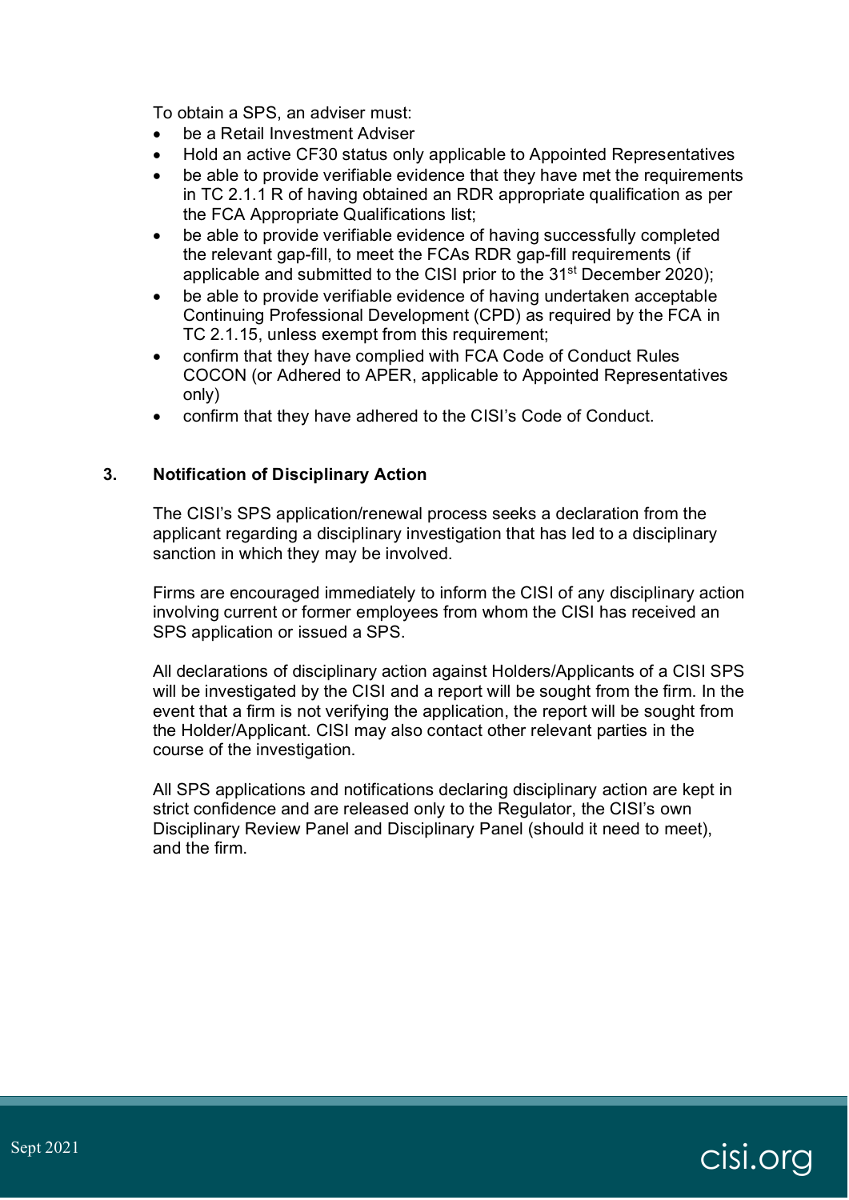To obtain a SPS, an adviser must:

- be a Retail Investment Adviser
- Hold an active CF30 status only applicable to Appointed Representatives
- be able to provide verifiable evidence that they have met the requirements in TC 2.1.1 R of having obtained an RDR appropriate qualification as per the FCA Appropriate Qualifications list;
- be able to provide verifiable evidence of having successfully completed the relevant gap-fill, to meet the FCAs RDR gap-fill requirements (if applicable and submitted to the CISI prior to the 31st December 2020);
- be able to provide verifiable evidence of having undertaken acceptable Continuing Professional Development (CPD) as required by the FCA in TC 2.1.15, unless exempt from this requirement;
- confirm that they have complied with FCA Code of Conduct Rules COCON (or Adhered to APER, applicable to Appointed Representatives only)
- confirm that they have adhered to the CISI's Code of Conduct.

## 3. Notification of Disciplinary Action

The CISI's SPS application/renewal process seeks a declaration from the applicant regarding a disciplinary investigation that has led to a disciplinary sanction in which they may be involved.

Firms are encouraged immediately to inform the CISI of any disciplinary action involving current or former employees from whom the CISI has received an SPS application or issued a SPS.

All declarations of disciplinary action against Holders/Applicants of a CISI SPS will be investigated by the CISI and a report will be sought from the firm. In the event that a firm is not verifying the application, the report will be sought from the Holder/Applicant. CISI may also contact other relevant parties in the course of the investigation.

All SPS applications and notifications declaring disciplinary action are kept in strict confidence and are released only to the Regulator, the CISI's own Disciplinary Review Panel and Disciplinary Panel (should it need to meet), and the firm.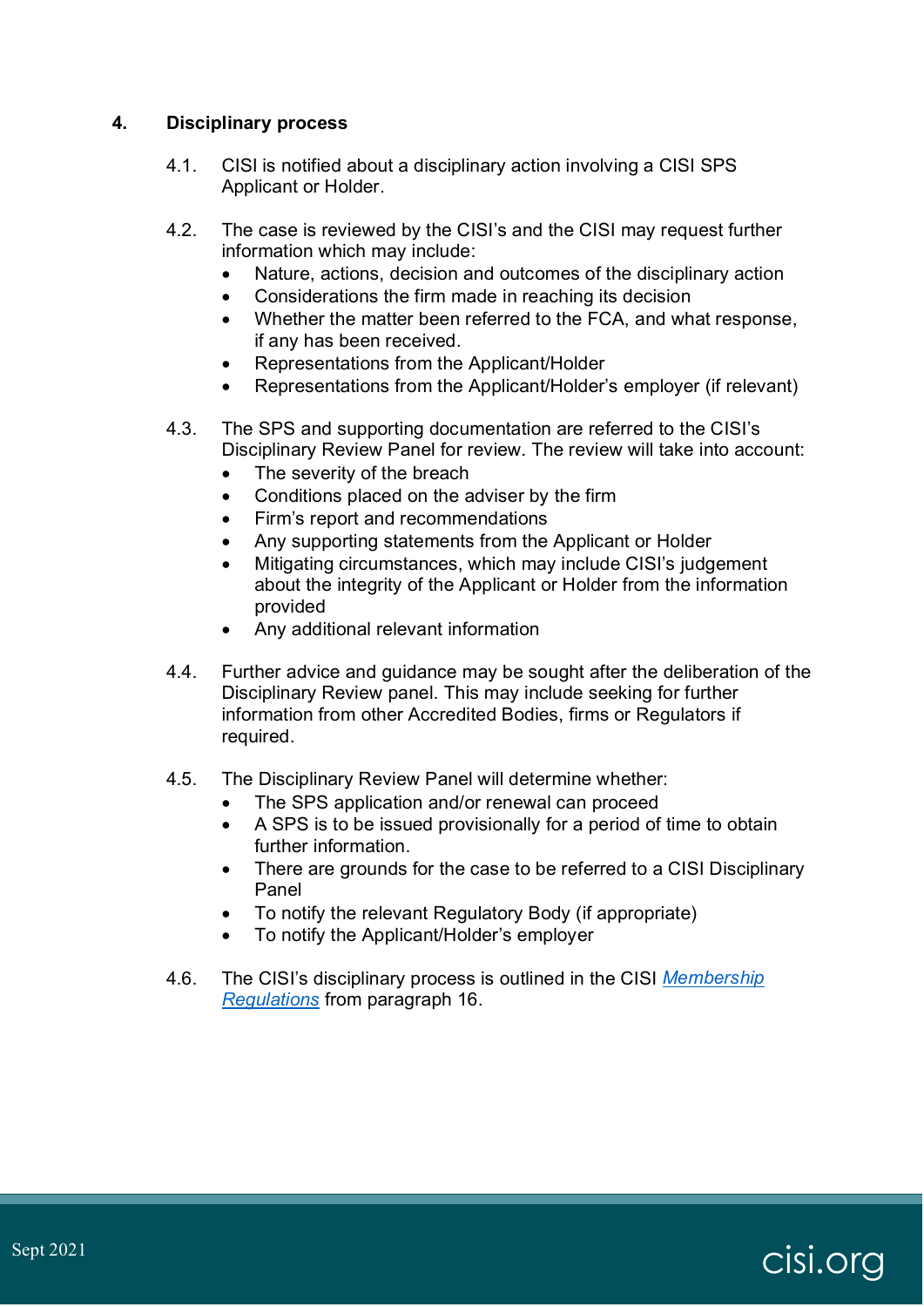## 4. Disciplinary process

4.1. CISI is notified about a disciplinary action involving a CISI SPS Applicant or Holder.

4.2. The case is reviewed by the CISI's and the CISI may request further information which may include:

- Nature, actions, decision and outcomes of the disciplinary action
- Considerations the firm made in reaching its decision
- Whether the matter been referred to the FCA, and what response, if any has been received.
- Representations from the Applicant/Holder
- Representations from the Applicant/Holder's employer (if relevant)

4.3. The SPS and supporting documentation are referred to the CISI's Disciplinary Review Panel for review. The review will take into account:

- The severity of the breach
- Conditions placed on the adviser by the firm
- Firm's report and recommendations
- Any supporting statements from the Applicant or Holder
- Mitigating circumstances, which may include CISI's judgement about the integrity of the Applicant or Holder from the information provided
- Any additional relevant information

4.4. Further advice and guidance may be sought after the deliberation of the Disciplinary Review panel. This may include seeking for further information from other Accredited Bodies, firms or Regulators if required.

4.5. The Disciplinary Review Panel will determine whether:

- The SPS application and/or renewal can proceed
- A SPS is to be issued provisionally for a period of time to obtain further information.
- There are grounds for the case to be referred to a CISI Disciplinary Panel
- To notify the relevant Regulatory Body (if appropriate)
- To notify the Applicant/Holder's employer

4.6. The CISI's disciplinary process is outlined in the CISI *Membership Regulations* from paragraph 16.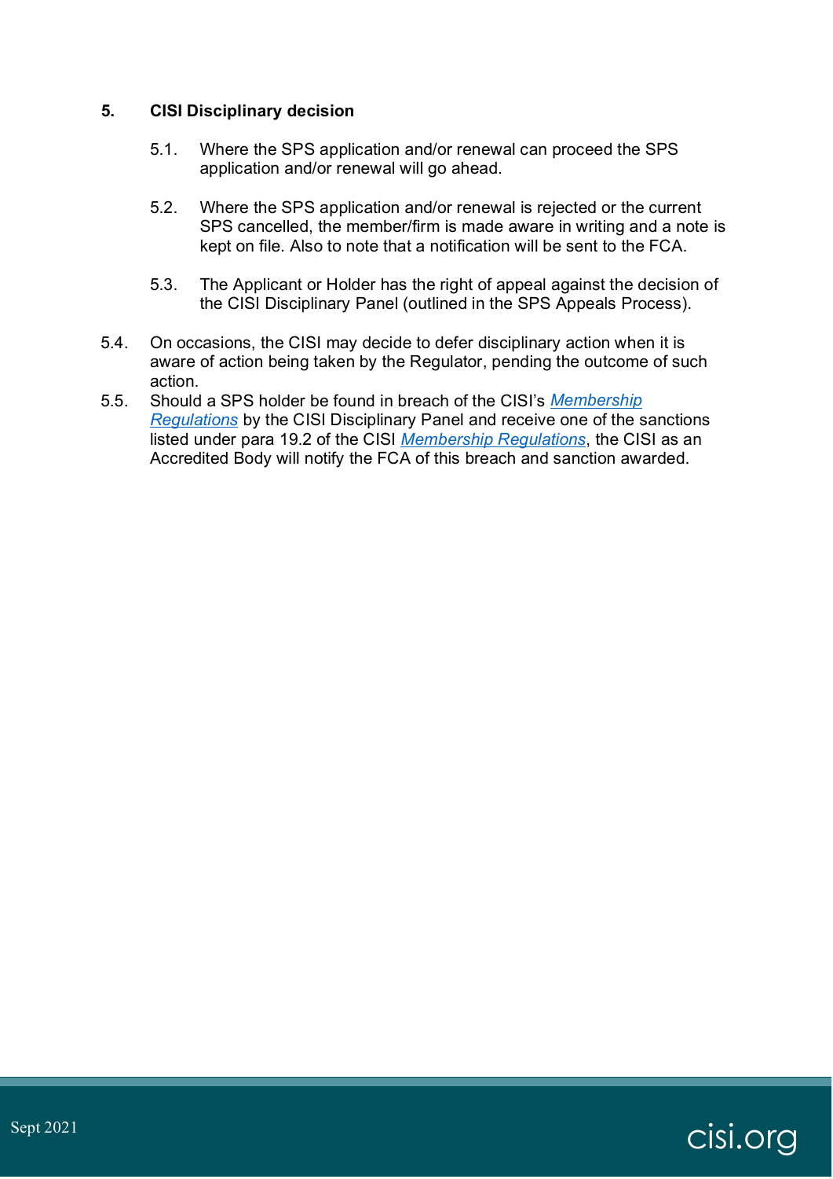## 5. CISI Disciplinary decision

5.1. Where the SPS application and/or renewal can proceed the SPS application and/or renewal will go ahead.

5.2. Where the SPS application and/or renewal is rejected or the current SPS cancelled, the member/firm is made aware in writing and a note is kept on file. Also to note that a notification will be sent to the FCA.

5.3. The Applicant or Holder has the right of appeal against the decision of the CISI Disciplinary Panel (outlined in the SPS Appeals Process).

5.4. On occasions, the CISI may decide to defer disciplinary action when it is aware of action being taken by the Regulator, pending the outcome of such action.

5.5. Should a SPS holder be found in breach of the CISI's *Membership Regulations* by the CISI Disciplinary Panel and receive one of the sanctions listed under para 19.2 of the CISI *Membership Regulations*, the CISI as an Accredited Body will notify the FCA of this breach and sanction awarded.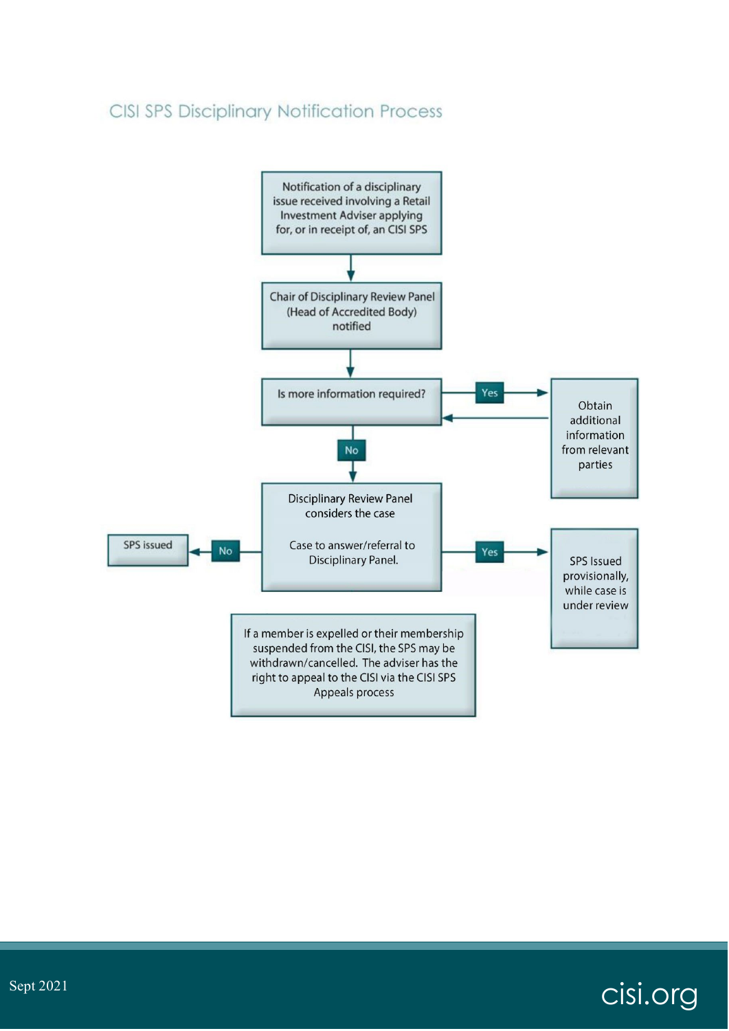## CISI SPS Disciplinary Notification Process

Notification of a disciplinary issue received involving a Retail Investment Adviser applying for, or in receipt of, an CISI SPS

↓

Chair of Disciplinary Review Panel (Head of Accredited Body) notified

↓

Is more information required?

- **Yes** → Obtain additional information from relevant parties → (return to "Is more information required?")
- **No** ↓

Disciplinary Review Panel considers the case

Case to answer/referral to Disciplinary Panel.

- **No** → SPS issued
- **Yes** → SPS Issued provisionally, while case is under review

If a member is expelled or their membership suspended from the CISI, the SPS may be withdrawn/cancelled. The adviser has the right to appeal to the CISI via the CISI SPS Appeals process

Sept 2021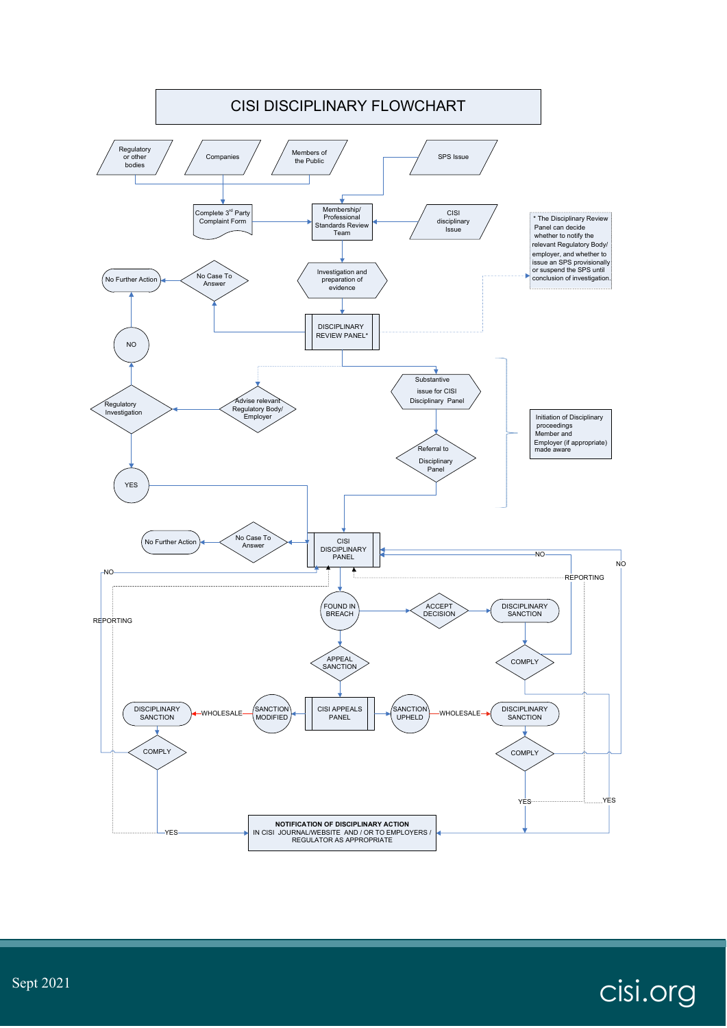# CISI DISCIPLINARY FLOWCHART

Regulatory or other bodies

Companies

Members of the Public

SPS Issue

Complete 3rd Party Complaint Form

Membership/ Professional Standards Review Team

CISI disciplinary Issue

* The Disciplinary Review Panel can decide whether to notify the relevant Regulatory Body/ employer, and whether to issue an SPS provisionally or suspend the SPS until conclusion of investigation.

No Further Action

No Case To Answer

Investigation and preparation of evidence

DISCIPLINARY REVIEW PANEL*

NO

Substantive issue for CISI Disciplinary Panel

Regulatory Investigation

Advise relevant Regulatory Body/ Employer

Initiation of Disciplinary proceedings Member and Employer (if appropriate) made aware

Referral to Disciplinary Panel

YES

No Further Action

No Case To Answer

CISI DISCIPLINARY PANEL

NO

NO

NO

REPORTING

REPORTING

FOUND IN BREACH

ACCEPT DECISION

DISCIPLINARY SANCTION

APPEAL SANCTION

COMPLY

DISCIPLINARY SANCTION

WHOLESALE

SANCTION MODIFIED

CISI APPEALS PANEL

SANCTION UPHELD

WHOLESALE

DISCIPLINARY SANCTION

COMPLY

COMPLY

YES

YES

YES

NOTIFICATION OF DISCIPLINARY ACTION IN CISI JOURNAL/WEBSITE AND / OR TO EMPLOYERS / REGULATOR AS APPROPRIATE

Sept 2021

cisi.org